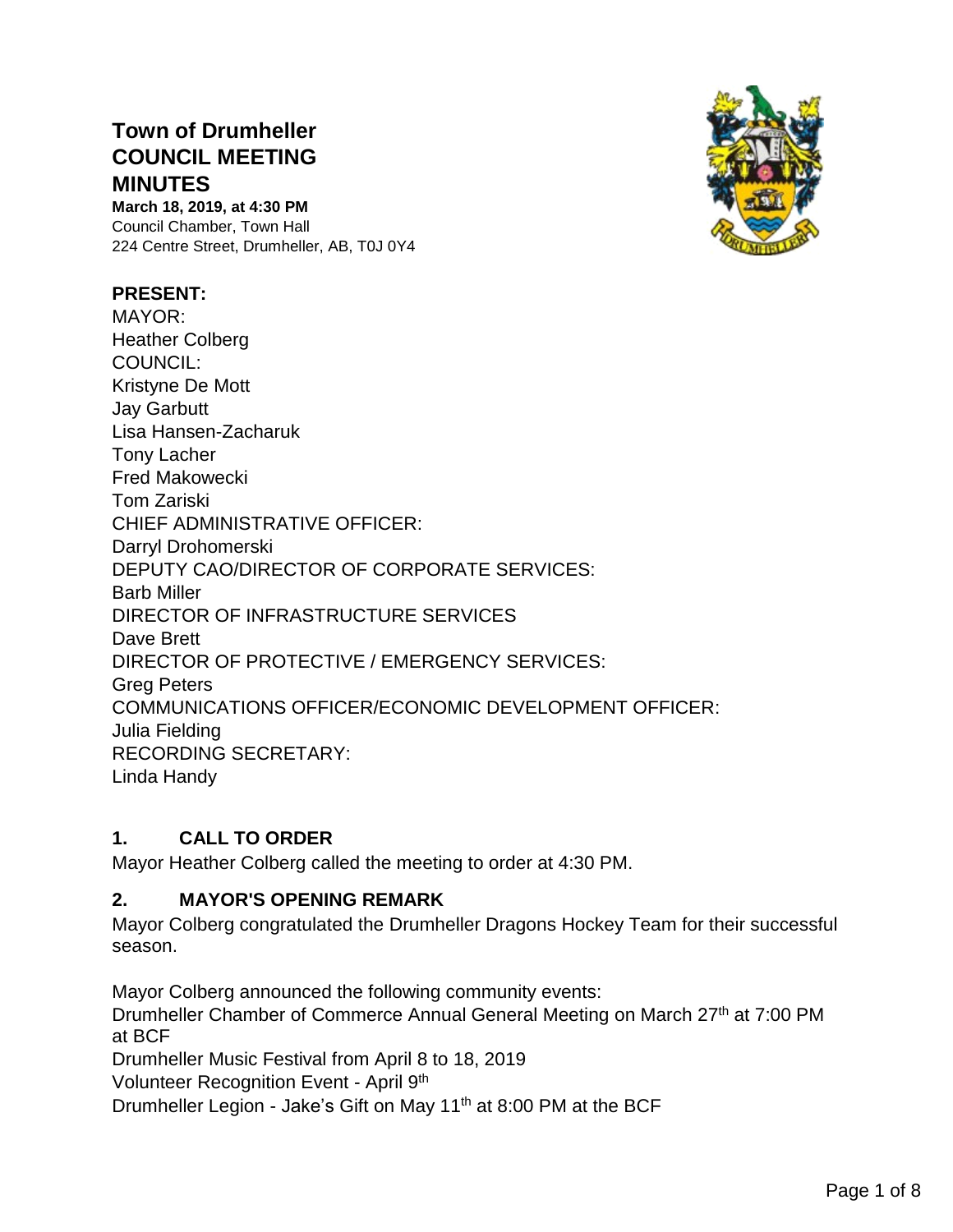# Town of Drumheller COUNCIL MEETING MINUTES

**March 18, 2019, at 4:30 PM**
Council Chamber, Town Hall
224 Centre Street, Drumheller, AB, T0J 0Y4

**PRESENT:**
MAYOR:
Heather Colberg
COUNCIL:
Kristyne De Mott
Jay Garbutt
Lisa Hansen-Zacharuk
Tony Lacher
Fred Makowecki
Tom Zariski
CHIEF ADMINISTRATIVE OFFICER:
Darryl Drohomerski
DEPUTY CAO/DIRECTOR OF CORPORATE SERVICES:
Barb Miller
DIRECTOR OF INFRASTRUCTURE SERVICES
Dave Brett
DIRECTOR OF PROTECTIVE / EMERGENCY SERVICES:
Greg Peters
COMMUNICATIONS OFFICER/ECONOMIC DEVELOPMENT OFFICER:
Julia Fielding
RECORDING SECRETARY:
Linda Handy

## 1. CALL TO ORDER

Mayor Heather Colberg called the meeting to order at 4:30 PM.

## 2. MAYOR'S OPENING REMARK

Mayor Colberg congratulated the Drumheller Dragons Hockey Team for their successful season.

Mayor Colberg announced the following community events:
Drumheller Chamber of Commerce Annual General Meeting on March 27th at 7:00 PM at BCF
Drumheller Music Festival from April 8 to 18, 2019
Volunteer Recognition Event - April 9th
Drumheller Legion - Jake's Gift on May 11th at 8:00 PM at the BCF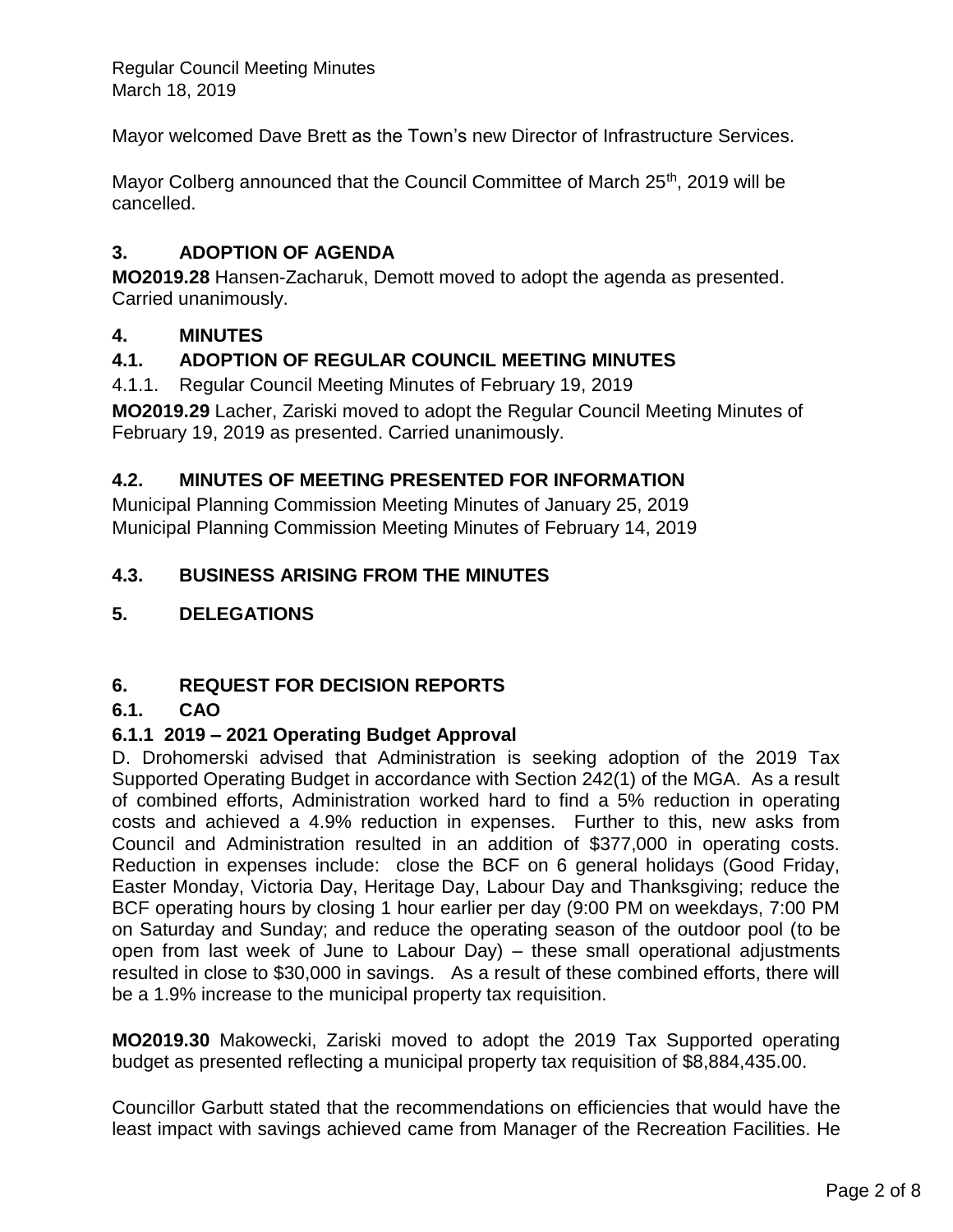Mayor welcomed Dave Brett as the Town's new Director of Infrastructure Services.

Mayor Colberg announced that the Council Committee of March 25th, 2019 will be cancelled.

## 3. ADOPTION OF AGENDA

**MO2019.28** Hansen-Zacharuk, Demott moved to adopt the agenda as presented. Carried unanimously.

## 4. MINUTES

### 4.1. ADOPTION OF REGULAR COUNCIL MEETING MINUTES

4.1.1. Regular Council Meeting Minutes of February 19, 2019

**MO2019.29** Lacher, Zariski moved to adopt the Regular Council Meeting Minutes of February 19, 2019 as presented. Carried unanimously.

### 4.2. MINUTES OF MEETING PRESENTED FOR INFORMATION

Municipal Planning Commission Meeting Minutes of January 25, 2019
Municipal Planning Commission Meeting Minutes of February 14, 2019

### 4.3. BUSINESS ARISING FROM THE MINUTES

## 5. DELEGATIONS

## 6. REQUEST FOR DECISION REPORTS

### 6.1. CAO

#### 6.1.1 2019 – 2021 Operating Budget Approval

D. Drohomerski advised that Administration is seeking adoption of the 2019 Tax Supported Operating Budget in accordance with Section 242(1) of the MGA. As a result of combined efforts, Administration worked hard to find a 5% reduction in operating costs and achieved a 4.9% reduction in expenses. Further to this, new asks from Council and Administration resulted in an addition of $377,000 in operating costs. Reduction in expenses include: close the BCF on 6 general holidays (Good Friday, Easter Monday, Victoria Day, Heritage Day, Labour Day and Thanksgiving; reduce the BCF operating hours by closing 1 hour earlier per day (9:00 PM on weekdays, 7:00 PM on Saturday and Sunday; and reduce the operating season of the outdoor pool (to be open from last week of June to Labour Day) – these small operational adjustments resulted in close to $30,000 in savings. As a result of these combined efforts, there will be a 1.9% increase to the municipal property tax requisition.

**MO2019.30** Makowecki, Zariski moved to adopt the 2019 Tax Supported operating budget as presented reflecting a municipal property tax requisition of $8,884,435.00.

Councillor Garbutt stated that the recommendations on efficiencies that would have the least impact with savings achieved came from Manager of the Recreation Facilities. He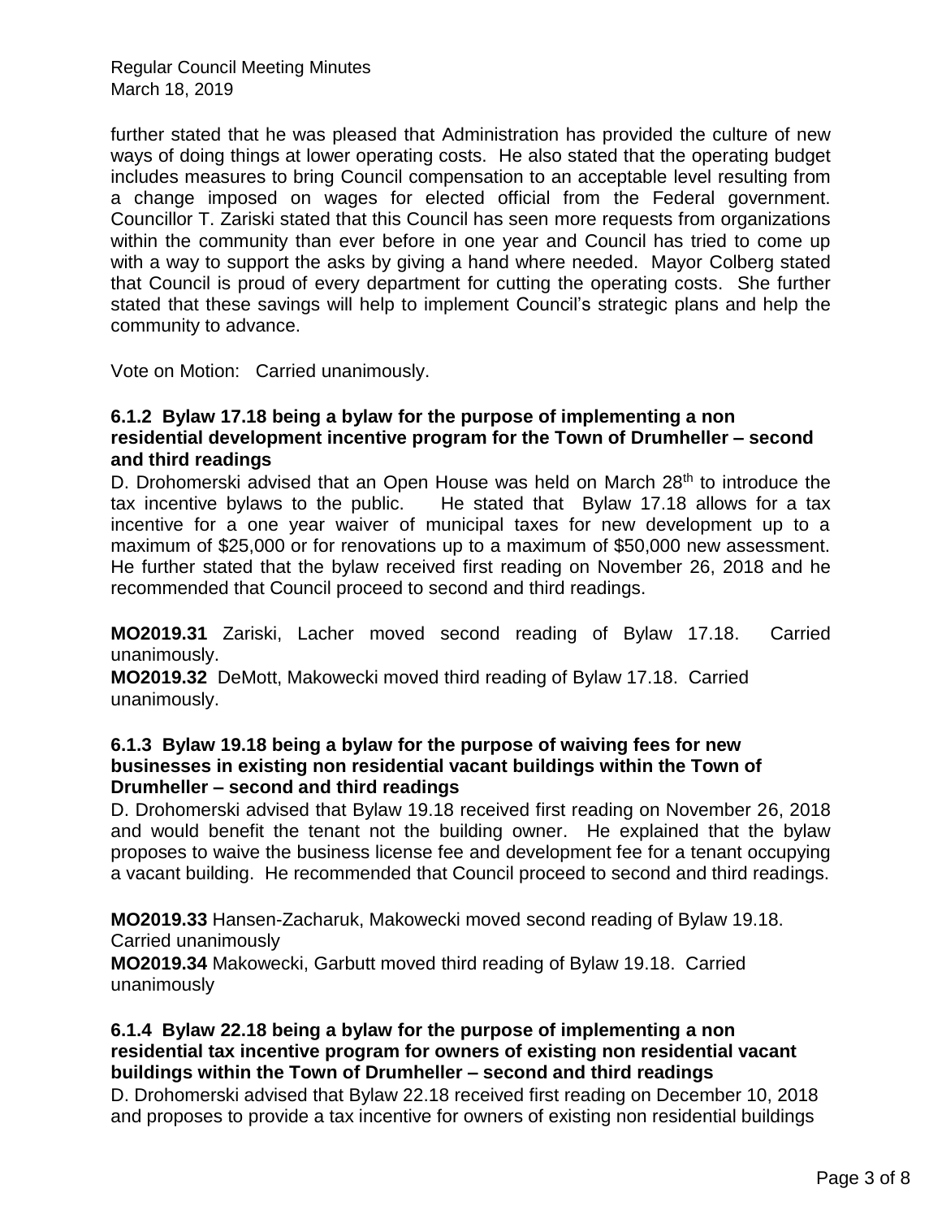further stated that he was pleased that Administration has provided the culture of new ways of doing things at lower operating costs. He also stated that the operating budget includes measures to bring Council compensation to an acceptable level resulting from a change imposed on wages for elected official from the Federal government. Councillor T. Zariski stated that this Council has seen more requests from organizations within the community than ever before in one year and Council has tried to come up with a way to support the asks by giving a hand where needed. Mayor Colberg stated that Council is proud of every department for cutting the operating costs. She further stated that these savings will help to implement Council's strategic plans and help the community to advance.

Vote on Motion: Carried unanimously.

### 6.1.2 Bylaw 17.18 being a bylaw for the purpose of implementing a non residential development incentive program for the Town of Drumheller – second and third readings

D. Drohomerski advised that an Open House was held on March 28th to introduce the tax incentive bylaws to the public. He stated that Bylaw 17.18 allows for a tax incentive for a one year waiver of municipal taxes for new development up to a maximum of $25,000 or for renovations up to a maximum of $50,000 new assessment. He further stated that the bylaw received first reading on November 26, 2018 and he recommended that Council proceed to second and third readings.

**MO2019.31** Zariski, Lacher moved second reading of Bylaw 17.18. Carried unanimously.

**MO2019.32** DeMott, Makowecki moved third reading of Bylaw 17.18. Carried unanimously.

### 6.1.3 Bylaw 19.18 being a bylaw for the purpose of waiving fees for new businesses in existing non residential vacant buildings within the Town of Drumheller – second and third readings

D. Drohomerski advised that Bylaw 19.18 received first reading on November 26, 2018 and would benefit the tenant not the building owner. He explained that the bylaw proposes to waive the business license fee and development fee for a tenant occupying a vacant building. He recommended that Council proceed to second and third readings.

**MO2019.33** Hansen-Zacharuk, Makowecki moved second reading of Bylaw 19.18. Carried unanimously

**MO2019.34** Makowecki, Garbutt moved third reading of Bylaw 19.18. Carried unanimously

### 6.1.4 Bylaw 22.18 being a bylaw for the purpose of implementing a non residential tax incentive program for owners of existing non residential vacant buildings within the Town of Drumheller – second and third readings

D. Drohomerski advised that Bylaw 22.18 received first reading on December 10, 2018 and proposes to provide a tax incentive for owners of existing non residential buildings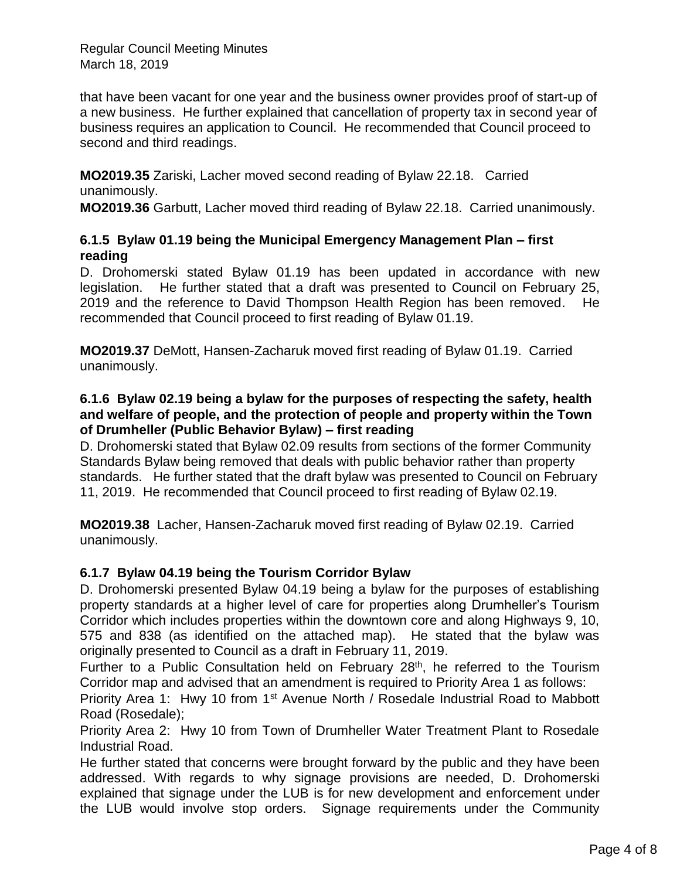that have been vacant for one year and the business owner provides proof of start-up of a new business. He further explained that cancellation of property tax in second year of business requires an application to Council. He recommended that Council proceed to second and third readings.

**MO2019.35** Zariski, Lacher moved second reading of Bylaw 22.18. Carried unanimously.

**MO2019.36** Garbutt, Lacher moved third reading of Bylaw 22.18. Carried unanimously.

### 6.1.5 Bylaw 01.19 being the Municipal Emergency Management Plan – first reading

D. Drohomerski stated Bylaw 01.19 has been updated in accordance with new legislation. He further stated that a draft was presented to Council on February 25, 2019 and the reference to David Thompson Health Region has been removed. He recommended that Council proceed to first reading of Bylaw 01.19.

**MO2019.37** DeMott, Hansen-Zacharuk moved first reading of Bylaw 01.19. Carried unanimously.

### 6.1.6 Bylaw 02.19 being a bylaw for the purposes of respecting the safety, health and welfare of people, and the protection of people and property within the Town of Drumheller (Public Behavior Bylaw) – first reading

D. Drohomerski stated that Bylaw 02.09 results from sections of the former Community Standards Bylaw being removed that deals with public behavior rather than property standards. He further stated that the draft bylaw was presented to Council on February 11, 2019. He recommended that Council proceed to first reading of Bylaw 02.19.

**MO2019.38** Lacher, Hansen-Zacharuk moved first reading of Bylaw 02.19. Carried unanimously.

### 6.1.7 Bylaw 04.19 being the Tourism Corridor Bylaw

D. Drohomerski presented Bylaw 04.19 being a bylaw for the purposes of establishing property standards at a higher level of care for properties along Drumheller's Tourism Corridor which includes properties within the downtown core and along Highways 9, 10, 575 and 838 (as identified on the attached map). He stated that the bylaw was originally presented to Council as a draft in February 11, 2019.

Further to a Public Consultation held on February 28th, he referred to the Tourism Corridor map and advised that an amendment is required to Priority Area 1 as follows:

Priority Area 1: Hwy 10 from 1st Avenue North / Rosedale Industrial Road to Mabbott Road (Rosedale);

Priority Area 2: Hwy 10 from Town of Drumheller Water Treatment Plant to Rosedale Industrial Road.

He further stated that concerns were brought forward by the public and they have been addressed. With regards to why signage provisions are needed, D. Drohomerski explained that signage under the LUB is for new development and enforcement under the LUB would involve stop orders. Signage requirements under the Community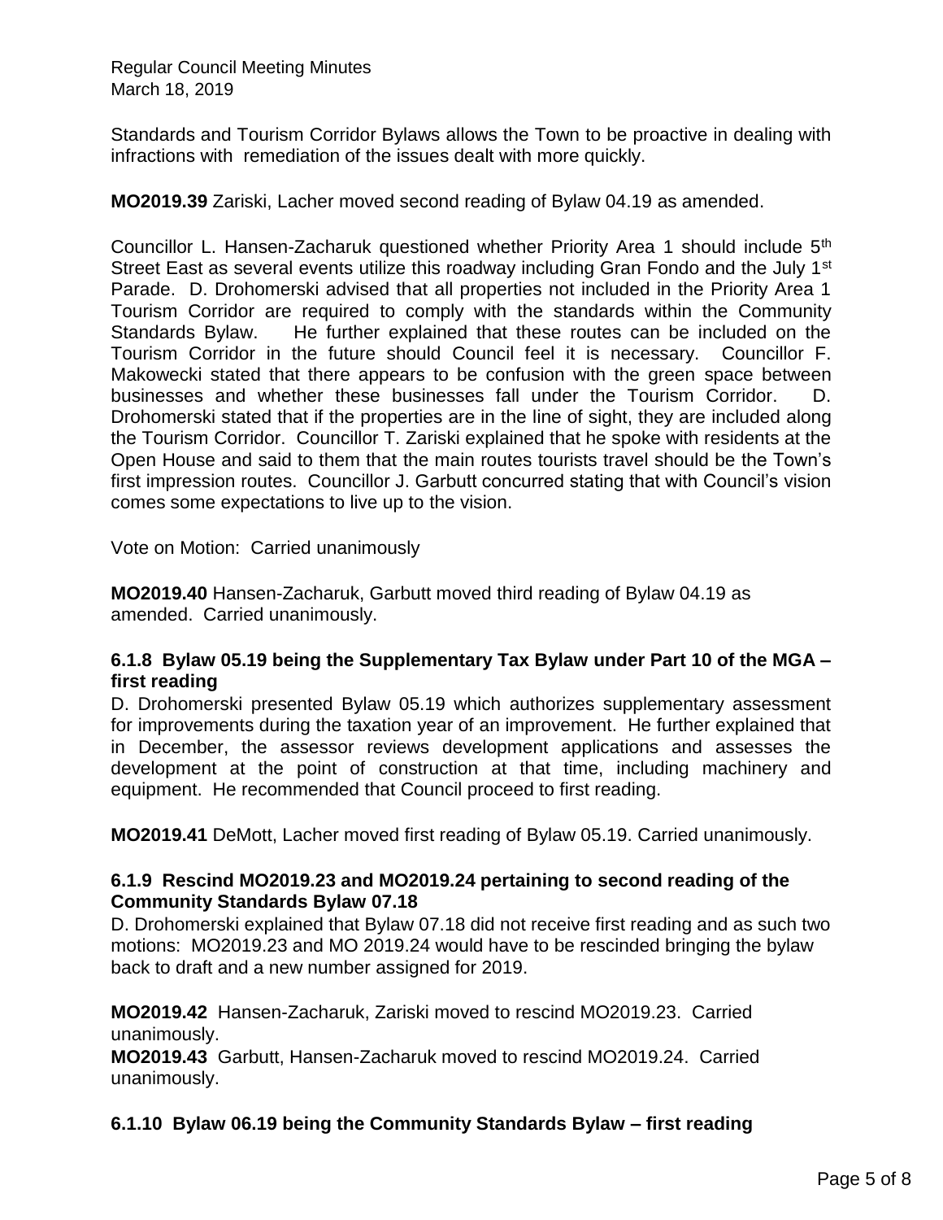Standards and Tourism Corridor Bylaws allows the Town to be proactive in dealing with infractions with remediation of the issues dealt with more quickly.

**MO2019.39** Zariski, Lacher moved second reading of Bylaw 04.19 as amended.

Councillor L. Hansen-Zacharuk questioned whether Priority Area 1 should include 5th Street East as several events utilize this roadway including Gran Fondo and the July 1st Parade. D. Drohomerski advised that all properties not included in the Priority Area 1 Tourism Corridor are required to comply with the standards within the Community Standards Bylaw. He further explained that these routes can be included on the Tourism Corridor in the future should Council feel it is necessary. Councillor F. Makowecki stated that there appears to be confusion with the green space between businesses and whether these businesses fall under the Tourism Corridor. D. Drohomerski stated that if the properties are in the line of sight, they are included along the Tourism Corridor. Councillor T. Zariski explained that he spoke with residents at the Open House and said to them that the main routes tourists travel should be the Town's first impression routes. Councillor J. Garbutt concurred stating that with Council's vision comes some expectations to live up to the vision.

Vote on Motion: Carried unanimously

**MO2019.40** Hansen-Zacharuk, Garbutt moved third reading of Bylaw 04.19 as amended. Carried unanimously.

### 6.1.8 Bylaw 05.19 being the Supplementary Tax Bylaw under Part 10 of the MGA – first reading

D. Drohomerski presented Bylaw 05.19 which authorizes supplementary assessment for improvements during the taxation year of an improvement. He further explained that in December, the assessor reviews development applications and assesses the development at the point of construction at that time, including machinery and equipment. He recommended that Council proceed to first reading.

**MO2019.41** DeMott, Lacher moved first reading of Bylaw 05.19. Carried unanimously.

### 6.1.9 Rescind MO2019.23 and MO2019.24 pertaining to second reading of the Community Standards Bylaw 07.18

D. Drohomerski explained that Bylaw 07.18 did not receive first reading and as such two motions: MO2019.23 and MO 2019.24 would have to be rescinded bringing the bylaw back to draft and a new number assigned for 2019.

**MO2019.42** Hansen-Zacharuk, Zariski moved to rescind MO2019.23. Carried unanimously.
**MO2019.43** Garbutt, Hansen-Zacharuk moved to rescind MO2019.24. Carried unanimously.

### 6.1.10 Bylaw 06.19 being the Community Standards Bylaw – first reading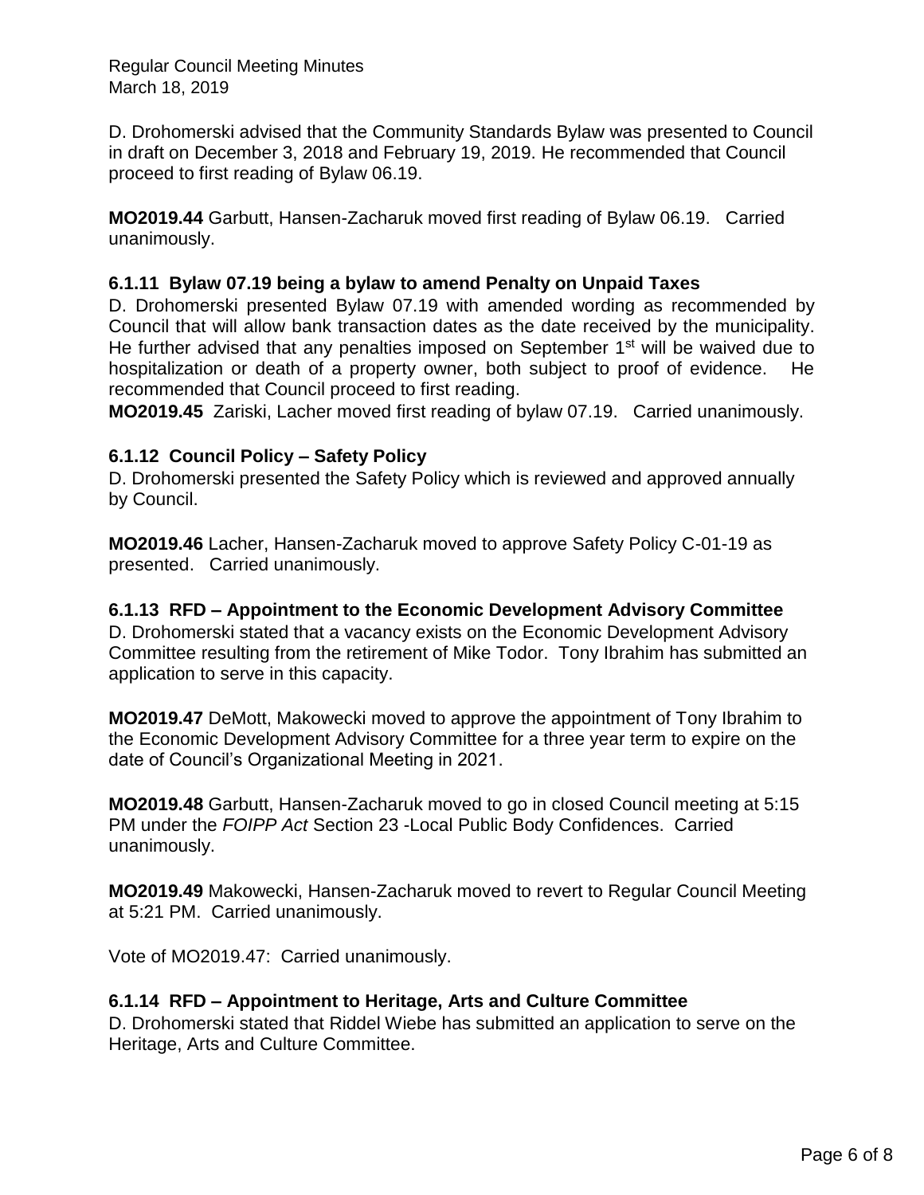D. Drohomerski advised that the Community Standards Bylaw was presented to Council in draft on December 3, 2018 and February 19, 2019. He recommended that Council proceed to first reading of Bylaw 06.19.

**MO2019.44** Garbutt, Hansen-Zacharuk moved first reading of Bylaw 06.19. Carried unanimously.

### 6.1.11 Bylaw 07.19 being a bylaw to amend Penalty on Unpaid Taxes

D. Drohomerski presented Bylaw 07.19 with amended wording as recommended by Council that will allow bank transaction dates as the date received by the municipality. He further advised that any penalties imposed on September 1st will be waived due to hospitalization or death of a property owner, both subject to proof of evidence. He recommended that Council proceed to first reading.

**MO2019.45** Zariski, Lacher moved first reading of bylaw 07.19. Carried unanimously.

### 6.1.12 Council Policy – Safety Policy

D. Drohomerski presented the Safety Policy which is reviewed and approved annually by Council.

**MO2019.46** Lacher, Hansen-Zacharuk moved to approve Safety Policy C-01-19 as presented. Carried unanimously.

### 6.1.13 RFD – Appointment to the Economic Development Advisory Committee

D. Drohomerski stated that a vacancy exists on the Economic Development Advisory Committee resulting from the retirement of Mike Todor. Tony Ibrahim has submitted an application to serve in this capacity.

**MO2019.47** DeMott, Makowecki moved to approve the appointment of Tony Ibrahim to the Economic Development Advisory Committee for a three year term to expire on the date of Council's Organizational Meeting in 2021.

**MO2019.48** Garbutt, Hansen-Zacharuk moved to go in closed Council meeting at 5:15 PM under the *FOIPP Act* Section 23 -Local Public Body Confidences. Carried unanimously.

**MO2019.49** Makowecki, Hansen-Zacharuk moved to revert to Regular Council Meeting at 5:21 PM. Carried unanimously.

Vote of MO2019.47: Carried unanimously.

### 6.1.14 RFD – Appointment to Heritage, Arts and Culture Committee

D. Drohomerski stated that Riddel Wiebe has submitted an application to serve on the Heritage, Arts and Culture Committee.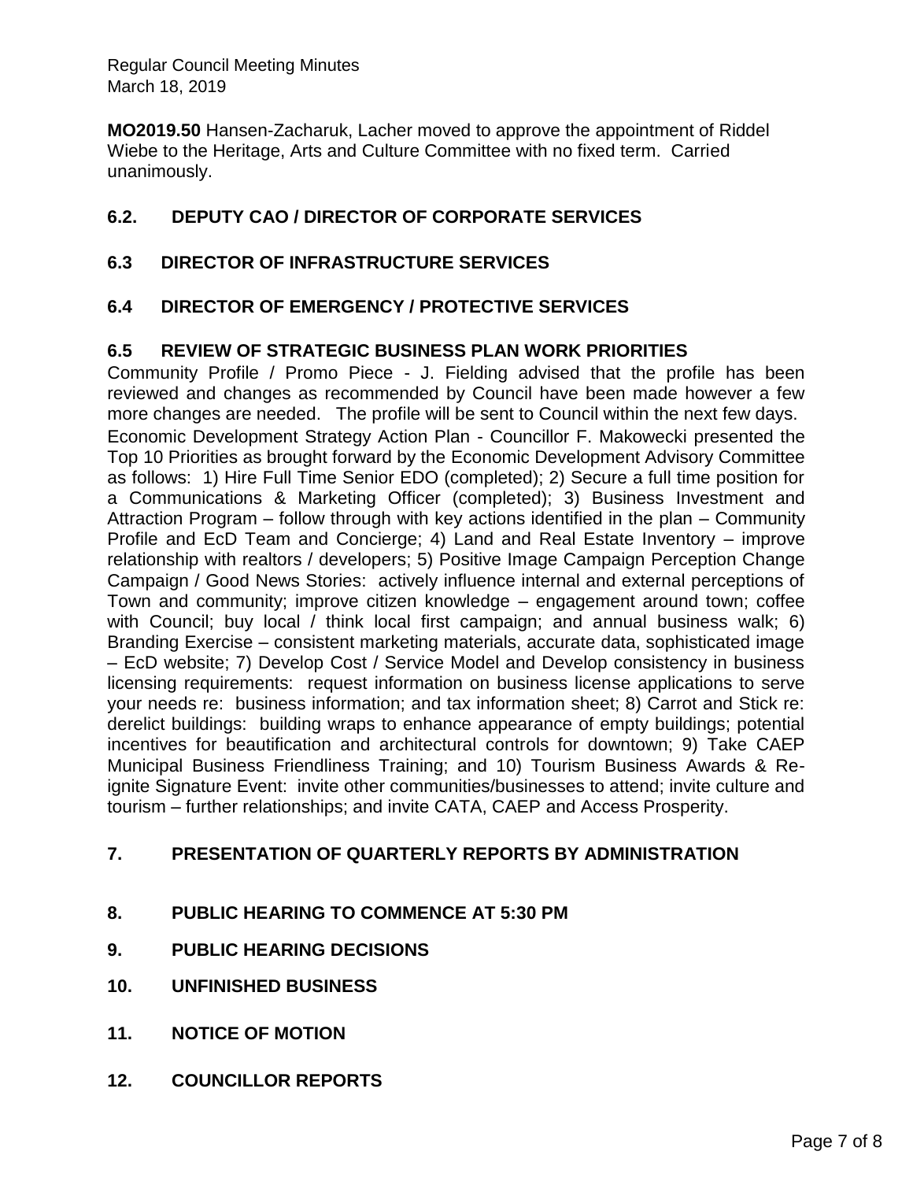**MO2019.50** Hansen-Zacharuk, Lacher moved to approve the appointment of Riddel Wiebe to the Heritage, Arts and Culture Committee with no fixed term. Carried unanimously.

## 6.2. DEPUTY CAO / DIRECTOR OF CORPORATE SERVICES

## 6.3 DIRECTOR OF INFRASTRUCTURE SERVICES

## 6.4 DIRECTOR OF EMERGENCY / PROTECTIVE SERVICES

## 6.5 REVIEW OF STRATEGIC BUSINESS PLAN WORK PRIORITIES

Community Profile / Promo Piece - J. Fielding advised that the profile has been reviewed and changes as recommended by Council have been made however a few more changes are needed. The profile will be sent to Council within the next few days.

Economic Development Strategy Action Plan - Councillor F. Makowecki presented the Top 10 Priorities as brought forward by the Economic Development Advisory Committee as follows: 1) Hire Full Time Senior EDO (completed); 2) Secure a full time position for a Communications & Marketing Officer (completed); 3) Business Investment and Attraction Program – follow through with key actions identified in the plan – Community Profile and EcD Team and Concierge; 4) Land and Real Estate Inventory – improve relationship with realtors / developers; 5) Positive Image Campaign Perception Change Campaign / Good News Stories: actively influence internal and external perceptions of Town and community; improve citizen knowledge – engagement around town; coffee with Council; buy local / think local first campaign; and annual business walk; 6) Branding Exercise – consistent marketing materials, accurate data, sophisticated image – EcD website; 7) Develop Cost / Service Model and Develop consistency in business licensing requirements: request information on business license applications to serve your needs re: business information; and tax information sheet; 8) Carrot and Stick re: derelict buildings: building wraps to enhance appearance of empty buildings; potential incentives for beautification and architectural controls for downtown; 9) Take CAEP Municipal Business Friendliness Training; and 10) Tourism Business Awards & Re-ignite Signature Event: invite other communities/businesses to attend; invite culture and tourism – further relationships; and invite CATA, CAEP and Access Prosperity.

## 7. PRESENTATION OF QUARTERLY REPORTS BY ADMINISTRATION

## 8. PUBLIC HEARING TO COMMENCE AT 5:30 PM

## 9. PUBLIC HEARING DECISIONS

## 10. UNFINISHED BUSINESS

## 11. NOTICE OF MOTION

## 12. COUNCILLOR REPORTS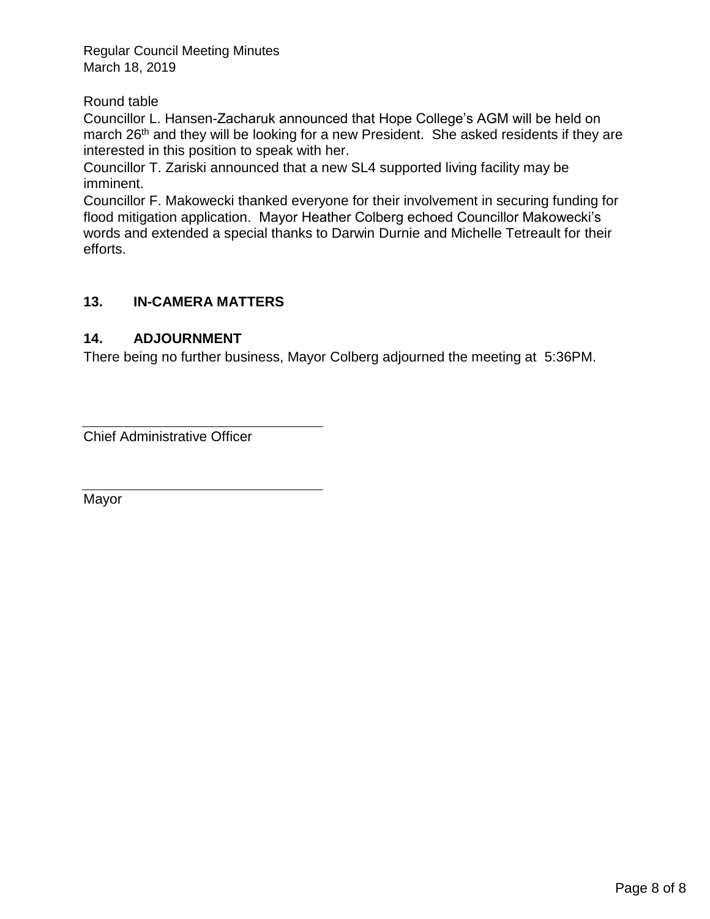Round table

Councillor L. Hansen-Zacharuk announced that Hope College's AGM will be held on march 26th and they will be looking for a new President. She asked residents if they are interested in this position to speak with her.

Councillor T. Zariski announced that a new SL4 supported living facility may be imminent.

Councillor F. Makowecki thanked everyone for their involvement in securing funding for flood mitigation application. Mayor Heather Colberg echoed Councillor Makowecki's words and extended a special thanks to Darwin Durnie and Michelle Tetreault for their efforts.

## 13. IN-CAMERA MATTERS

## 14. ADJOURNMENT

There being no further business, Mayor Colberg adjourned the meeting at 5:36PM.

\_\_\_\_\_\_\_\_\_\_\_\_\_\_\_\_\_\_\_\_\_\_\_\_\_\_\_\_\_\_\_\_

Chief Administrative Officer

\_\_\_\_\_\_\_\_\_\_\_\_\_\_\_\_\_\_\_\_\_\_\_\_\_\_\_\_\_\_\_\_

Mayor